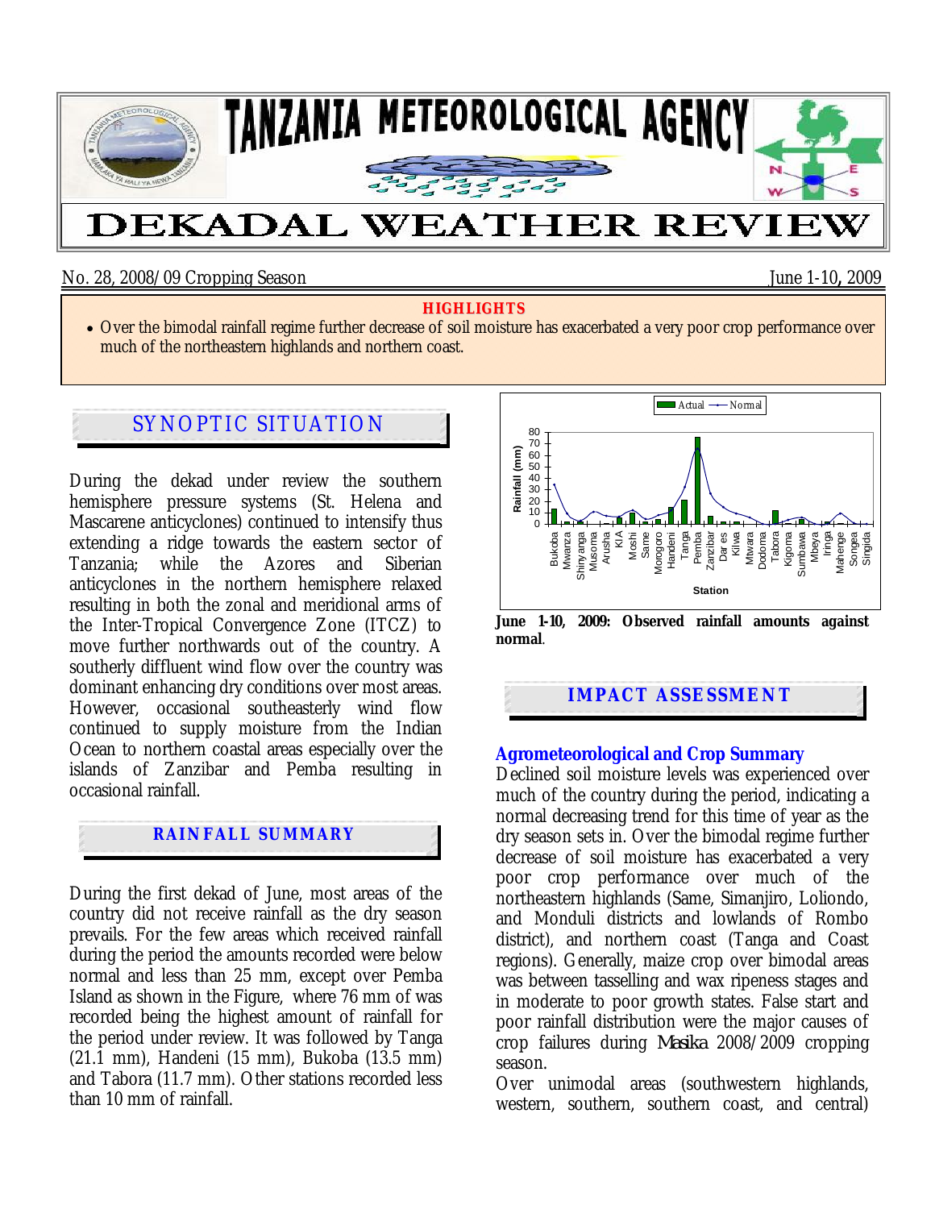# TANZANIA METEOROLOGICAL AGENCY

# DEKADAL WEATHER REVIEW

No. 28, 2008/09 Cropping Season — June 1-10, 2009

**HIGHLIGHTS**

- Over the bimodal rainfall regime further decrease of soil moisture has exacerbated a very poor crop performance over much of the northeastern highlands and northern coast.

## SYNOPTIC SITUATION

During the dekad under review the southern hemisphere pressure systems (St. Helena and Mascarene anticyclones) continued to intensify thus extending a ridge towards the eastern sector of Tanzania; while the Azores and Siberian anticyclones in the northern hemisphere relaxed resulting in both the zonal and meridional arms of the Inter-Tropical Convergence Zone (ITCZ) to move further northwards out of the country. A southerly diffluent wind flow over the country was dominant enhancing dry conditions over most areas. However, occasional southeasterly wind flow continued to supply moisture from the Indian Ocean to northern coastal areas especially over the islands of Zanzibar and Pemba resulting in occasional rainfall.

## RAINFALL SUMMARY

During the first dekad of June, most areas of the country did not receive rainfall as the dry season prevails. For the few areas which received rainfall during the period the amounts recorded were below normal and less than 25 mm, except over Pemba Island as shown in the Figure, where 76 mm of was recorded being the highest amount of rainfall for the period under review. It was followed by Tanga (21.1 mm), Handeni (15 mm), Bukoba (13.5 mm) and Tabora (11.7 mm). Other stations recorded less than 10 mm of rainfall.

**June 1-10, 2009: Observed rainfall amounts against normal**.

## IMPACT ASSESSMENT

### Agrometeorological and Crop Summary

Declined soil moisture levels was experienced over much of the country during the period, indicating a normal decreasing trend for this time of year as the dry season sets in. Over the bimodal regime further decrease of soil moisture has exacerbated a very poor crop performance over much of the northeastern highlands (Same, Simanjiro, Loliondo, and Monduli districts and lowlands of Rombo district), and northern coast (Tanga and Coast regions). Generally, maize crop over bimodal areas was between tasselling and wax ripeness stages and in moderate to poor growth states. False start and poor rainfall distribution were the major causes of crop failures during *Masika* 2008/2009 cropping season.

Over unimodal areas (southwestern highlands, western, southern, southern coast, and central)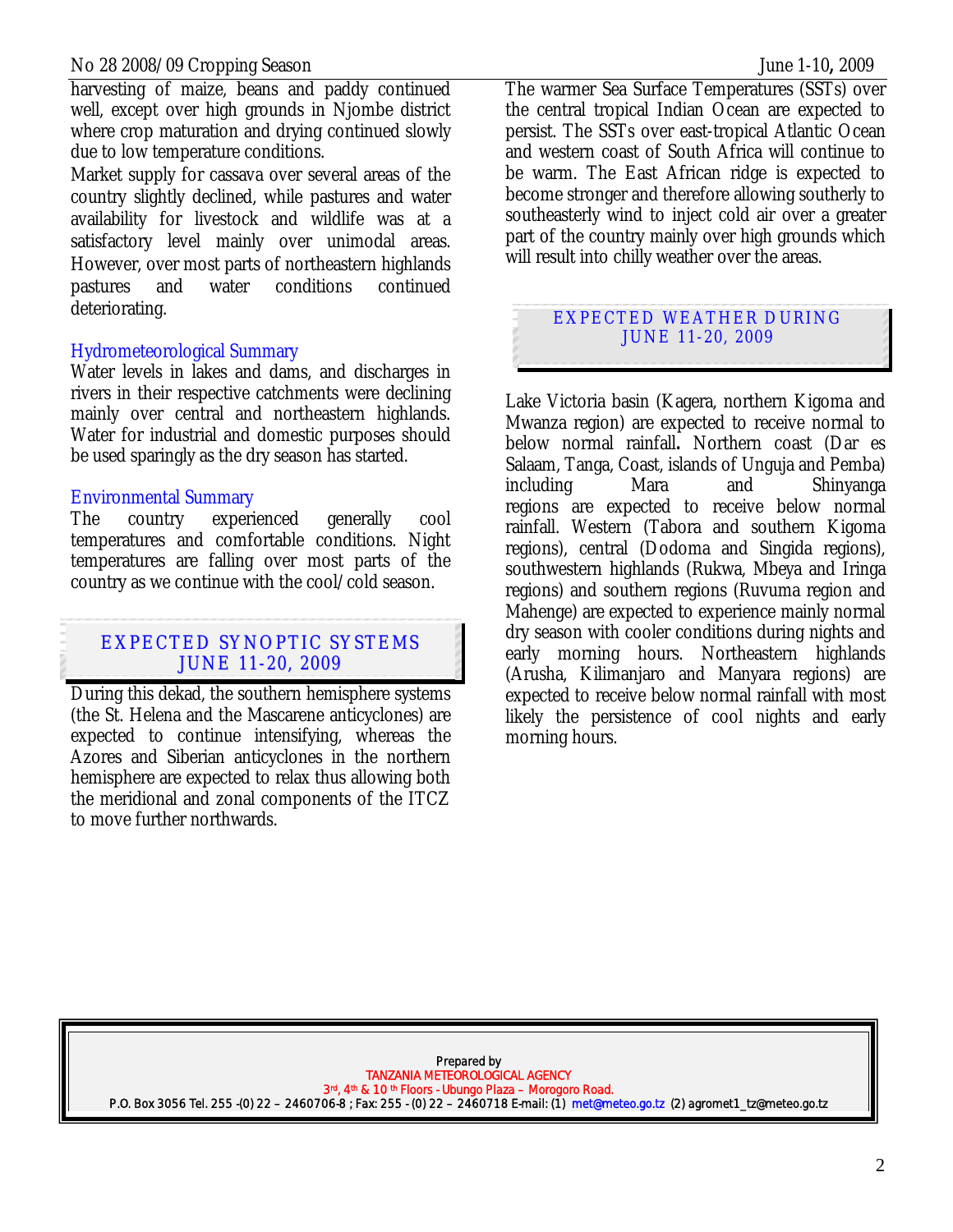harvesting of maize, beans and paddy continued well, except over high grounds in Njombe district where crop maturation and drying continued slowly due to low temperature conditions.

Market supply for cassava over several areas of the country slightly declined, while pastures and water availability for livestock and wildlife was at a satisfactory level mainly over unimodal areas. However, over most parts of northeastern highlands pastures and water conditions continued deteriorating.

### Hydrometeorological Summary

Water levels in lakes and dams, and discharges in rivers in their respective catchments were declining mainly over central and northeastern highlands. Water for industrial and domestic purposes should be used sparingly as the dry season has started.

### Environmental Summary

The country experienced generally cool temperatures and comfortable conditions. Night temperatures are falling over most parts of the country as we continue with the cool/cold season.

## EXPECTED SYNOPTIC SYSTEMS JUNE 11-20, 2009

During this dekad, the southern hemisphere systems (the St. Helena and the Mascarene anticyclones) are expected to continue intensifying, whereas the Azores and Siberian anticyclones in the northern hemisphere are expected to relax thus allowing both the meridional and zonal components of the ITCZ to move further northwards.

The warmer Sea Surface Temperatures (SSTs) over the central tropical Indian Ocean are expected to persist. The SSTs over east-tropical Atlantic Ocean and western coast of South Africa will continue to be warm. The East African ridge is expected to become stronger and therefore allowing southerly to southeasterly wind to inject cold air over a greater part of the country mainly over high grounds which will result into chilly weather over the areas.

## EXPECTED WEATHER DURING JUNE 11-20, 2009

Lake Victoria basin (Kagera, northern Kigoma and Mwanza region) are expected to receive normal to below normal rainfall**.** Northern coast (Dar es Salaam, Tanga, Coast, islands of Unguja and Pemba) including Mara and Shinyanga regions are expected to receive below normal rainfall. Western (Tabora and southern Kigoma regions), central (Dodoma and Singida regions), southwestern highlands (Rukwa, Mbeya and Iringa regions) and southern regions (Ruvuma region and Mahenge) are expected to experience mainly normal dry season with cooler conditions during nights and early morning hours. Northeastern highlands (Arusha, Kilimanjaro and Manyara regions) are expected to receive below normal rainfall with most likely the persistence of cool nights and early morning hours.

Prepared by
TANZANIA METEOROLOGICAL AGENCY
3rd, 4th & 10th Floors - Ubungo Plaza – Morogoro Road.
P.O. Box 3056 Tel. 255 -(0) 22 – 2460706-8 ; Fax: 255 - (0) 22 – 2460718 E-mail: (1) met@meteo.go.tz (2) agromet1_tz@meteo.go.tz